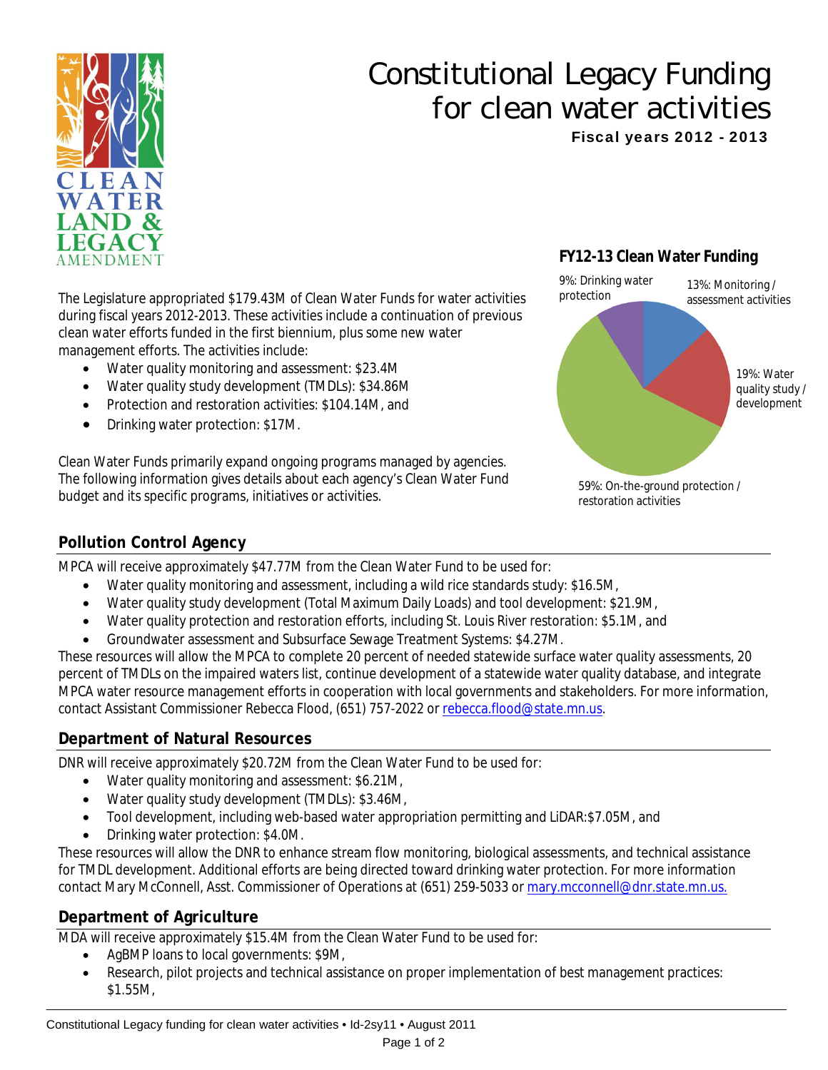# Constitutional Legacy Funding for clean water activities

**Fiscal years 2012 - 2013**

The Legislature appropriated $179.43M of Clean Water Funds for water activities during fiscal years 2012-2013. These activities include a continuation of previous clean water efforts funded in the first biennium, plus some new water management efforts. The activities include:

- Water quality monitoring and assessment: $23.4M
- Water quality study development (TMDLs): $34.86M
- Protection and restoration activities: $104.14M, and
- Drinking water protection: $17M.

Clean Water Funds primarily expand ongoing programs managed by agencies. The following information gives details about each agency's Clean Water Fund budget and its specific programs, initiatives or activities.

**FY12-13 Clean Water Funding**

- 9%: Drinking water protection
- 13%: Monitoring / assessment activities
- 19%: Water quality study / development
- 59%: On-the-ground protection / restoration activities

## Pollution Control Agency

MPCA will receive approximately $47.77M from the Clean Water Fund to be used for:

- Water quality monitoring and assessment, including a wild rice standards study: $16.5M,
- Water quality study development (Total Maximum Daily Loads) and tool development: $21.9M,
- Water quality protection and restoration efforts, including St. Louis River restoration: $5.1M, and
- Groundwater assessment and Subsurface Sewage Treatment Systems: $4.27M.

These resources will allow the MPCA to complete 20 percent of needed statewide surface water quality assessments, 20 percent of TMDLs on the impaired waters list, continue development of a statewide water quality database, and integrate MPCA water resource management efforts in cooperation with local governments and stakeholders. For more information, contact Assistant Commissioner Rebecca Flood, (651) 757-2022 or rebecca.flood@state.mn.us.

## Department of Natural Resources

DNR will receive approximately $20.72M from the Clean Water Fund to be used for:

- Water quality monitoring and assessment: $6.21M,
- Water quality study development (TMDLs): $3.46M,
- Tool development, including web-based water appropriation permitting and LiDAR:$7.05M, and
- Drinking water protection: $4.0M.

These resources will allow the DNR to enhance stream flow monitoring, biological assessments, and technical assistance for TMDL development. Additional efforts are being directed toward drinking water protection. For more information contact Mary McConnell, Asst. Commissioner of Operations at (651) 259-5033 or mary.mcconnell@dnr.state.mn.us.

## Department of Agriculture

MDA will receive approximately $15.4M from the Clean Water Fund to be used for:

- AgBMP loans to local governments: $9M,
- Research, pilot projects and technical assistance on proper implementation of best management practices: $1.55M,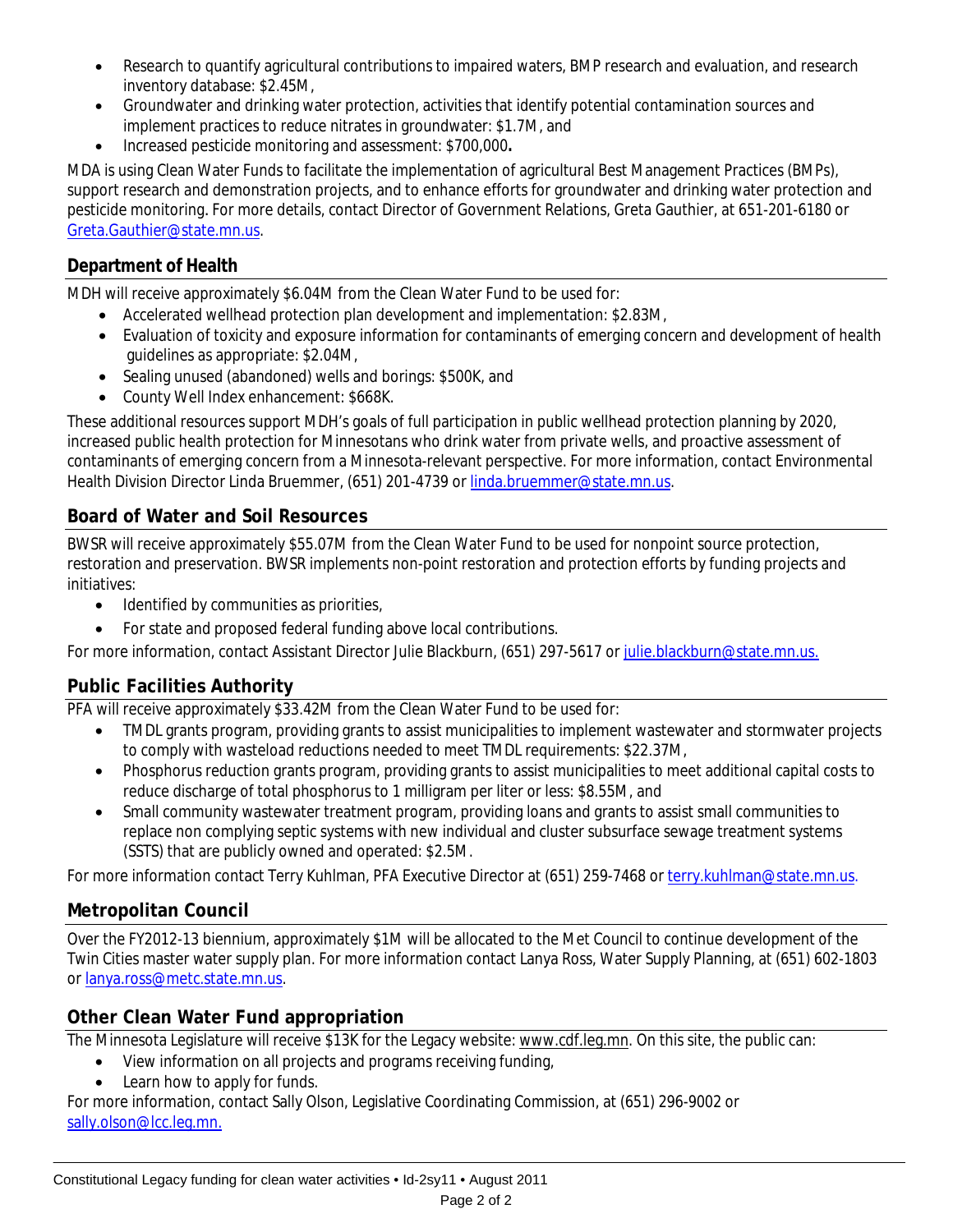- Research to quantify agricultural contributions to impaired waters, BMP research and evaluation, and research inventory database: $2.45M,
- Groundwater and drinking water protection, activities that identify potential contamination sources and implement practices to reduce nitrates in groundwater: $1.7M, and
- Increased pesticide monitoring and assessment: $700,000**.**

MDA is using Clean Water Funds to facilitate the implementation of agricultural Best Management Practices (BMPs), support research and demonstration projects, and to enhance efforts for groundwater and drinking water protection and pesticide monitoring. For more details, contact Director of Government Relations, Greta Gauthier, at 651-201-6180 or Greta.Gauthier@state.mn.us.

## Department of Health

MDH will receive approximately $6.04M from the Clean Water Fund to be used for:

- Accelerated wellhead protection plan development and implementation: $2.83M,
- Evaluation of toxicity and exposure information for contaminants of emerging concern and development of health guidelines as appropriate: $2.04M,
- Sealing unused (abandoned) wells and borings: $500K, and
- County Well Index enhancement: $668K.

These additional resources support MDH's goals of full participation in public wellhead protection planning by 2020, increased public health protection for Minnesotans who drink water from private wells, and proactive assessment of contaminants of emerging concern from a Minnesota-relevant perspective. For more information, contact Environmental Health Division Director Linda Bruemmer, (651) 201-4739 or linda.bruemmer@state.mn.us.

## Board of Water and Soil Resources

BWSR will receive approximately $55.07M from the Clean Water Fund to be used for nonpoint source protection, restoration and preservation. BWSR implements non-point restoration and protection efforts by funding projects and initiatives:

- Identified by communities as priorities,
- For state and proposed federal funding above local contributions.

For more information, contact Assistant Director Julie Blackburn, (651) 297-5617 or julie.blackburn@state.mn.us.

## Public Facilities Authority

PFA will receive approximately $33.42M from the Clean Water Fund to be used for:

- TMDL grants program, providing grants to assist municipalities to implement wastewater and stormwater projects to comply with wasteload reductions needed to meet TMDL requirements: $22.37M,
- Phosphorus reduction grants program, providing grants to assist municipalities to meet additional capital costs to reduce discharge of total phosphorus to 1 milligram per liter or less: $8.55M, and
- Small community wastewater treatment program, providing loans and grants to assist small communities to replace non complying septic systems with new individual and cluster subsurface sewage treatment systems (SSTS) that are publicly owned and operated: $2.5M.

For more information contact Terry Kuhlman, PFA Executive Director at (651) 259-7468 or terry.kuhlman@state.mn.us.

## Metropolitan Council

Over the FY2012-13 biennium, approximately $1M will be allocated to the Met Council to continue development of the Twin Cities master water supply plan. For more information contact Lanya Ross, Water Supply Planning, at (651) 602-1803 or lanya.ross@metc.state.mn.us.

## Other Clean Water Fund appropriation

The Minnesota Legislature will receive $13K for the Legacy website: www.cdf.leg.mn. On this site, the public can:

- View information on all projects and programs receiving funding,
- Learn how to apply for funds.

For more information, contact Sally Olson, Legislative Coordinating Commission, at (651) 296-9002 or sally.olson@lcc.leg.mn.

Constitutional Legacy funding for clean water activities • Id-2sy11 • August 2011